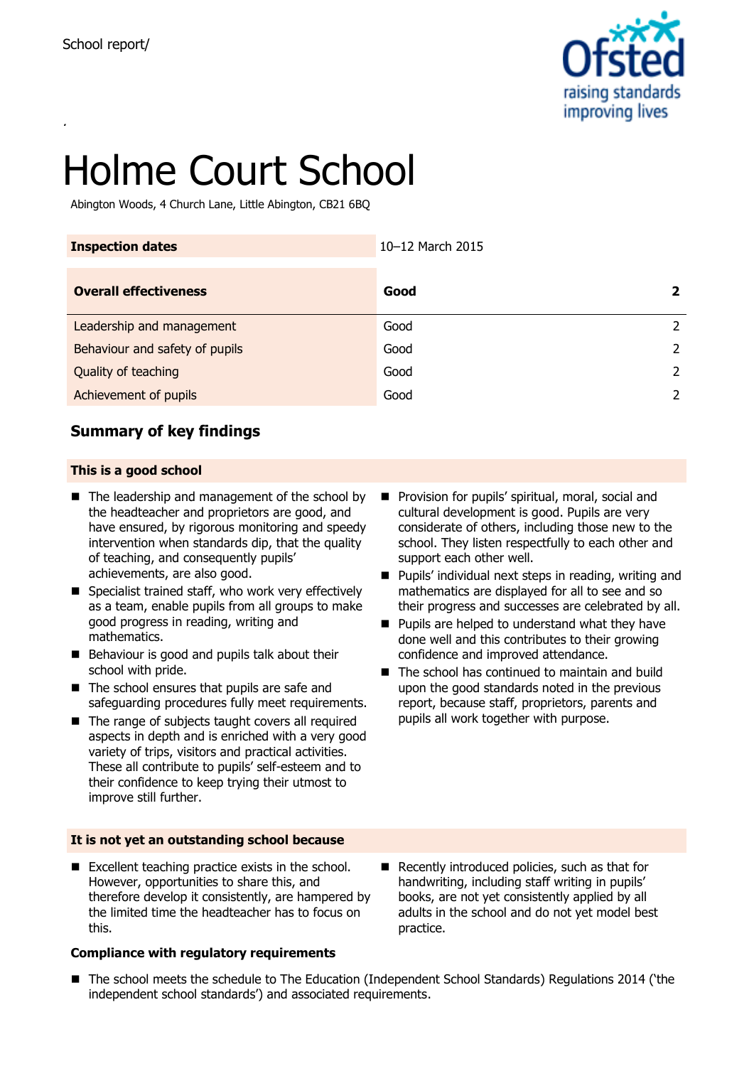School report/

# Holme Court School

Abington Woods, 4 Church Lane, Little Abington, CB21 6BQ

| Inspection dates | 10–12 March 2015 | |
|---|---|---|
| **Overall effectiveness** | **Good** | **2** |
| Leadership and management | Good | 2 |
| Behaviour and safety of pupils | Good | 2 |
| Quality of teaching | Good | 2 |
| Achievement of pupils | Good | 2 |

## Summary of key findings

### This is a good school

- The leadership and management of the school by the headteacher and proprietors are good, and have ensured, by rigorous monitoring and speedy intervention when standards dip, that the quality of teaching, and consequently pupils' achievements, are also good.
- Specialist trained staff, who work very effectively as a team, enable pupils from all groups to make good progress in reading, writing and mathematics.
- Behaviour is good and pupils talk about their school with pride.
- The school ensures that pupils are safe and safeguarding procedures fully meet requirements.
- The range of subjects taught covers all required aspects in depth and is enriched with a very good variety of trips, visitors and practical activities. These all contribute to pupils' self-esteem and to their confidence to keep trying their utmost to improve still further.
- Provision for pupils' spiritual, moral, social and cultural development is good. Pupils are very considerate of others, including those new to the school. They listen respectfully to each other and support each other well.
- Pupils' individual next steps in reading, writing and mathematics are displayed for all to see and so their progress and successes are celebrated by all.
- Pupils are helped to understand what they have done well and this contributes to their growing confidence and improved attendance.
- The school has continued to maintain and build upon the good standards noted in the previous report, because staff, proprietors, parents and pupils all work together with purpose.

### It is not yet an outstanding school because

- Excellent teaching practice exists in the school. However, opportunities to share this, and therefore develop it consistently, are hampered by the limited time the headteacher has to focus on this.
- Recently introduced policies, such as that for handwriting, including staff writing in pupils' books, are not yet consistently applied by all adults in the school and do not yet model best practice.

### Compliance with regulatory requirements

- The school meets the schedule to The Education (Independent School Standards) Regulations 2014 ('the independent school standards') and associated requirements.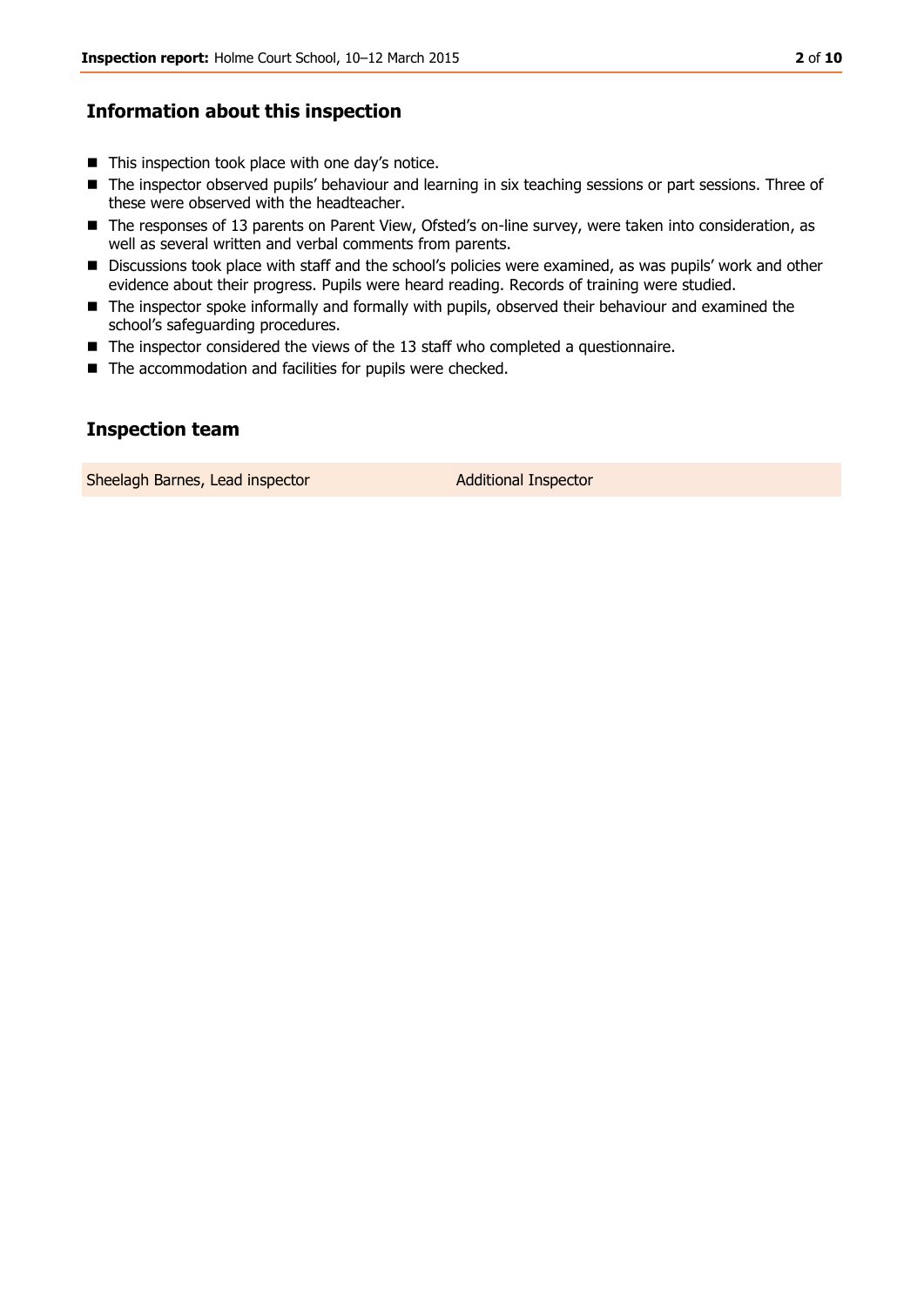## Information about this inspection

- This inspection took place with one day's notice.
- The inspector observed pupils' behaviour and learning in six teaching sessions or part sessions. Three of these were observed with the headteacher.
- The responses of 13 parents on Parent View, Ofsted's on-line survey, were taken into consideration, as well as several written and verbal comments from parents.
- Discussions took place with staff and the school's policies were examined, as was pupils' work and other evidence about their progress. Pupils were heard reading. Records of training were studied.
- The inspector spoke informally and formally with pupils, observed their behaviour and examined the school's safeguarding procedures.
- The inspector considered the views of the 13 staff who completed a questionnaire.
- The accommodation and facilities for pupils were checked.

## Inspection team

| Sheelagh Barnes, Lead inspector | Additional Inspector |
| --- | --- |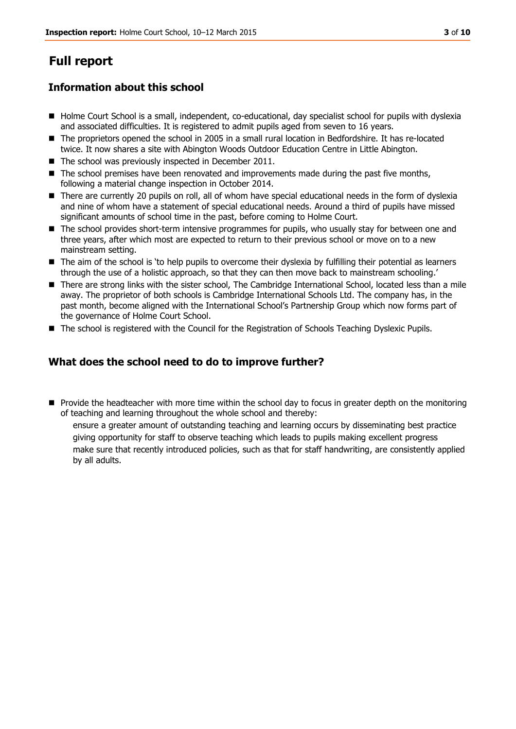# Full report

## Information about this school

- Holme Court School is a small, independent, co-educational, day specialist school for pupils with dyslexia and associated difficulties. It is registered to admit pupils aged from seven to 16 years.
- The proprietors opened the school in 2005 in a small rural location in Bedfordshire. It has re-located twice. It now shares a site with Abington Woods Outdoor Education Centre in Little Abington.
- The school was previously inspected in December 2011.
- The school premises have been renovated and improvements made during the past five months, following a material change inspection in October 2014.
- There are currently 20 pupils on roll, all of whom have special educational needs in the form of dyslexia and nine of whom have a statement of special educational needs. Around a third of pupils have missed significant amounts of school time in the past, before coming to Holme Court.
- The school provides short-term intensive programmes for pupils, who usually stay for between one and three years, after which most are expected to return to their previous school or move on to a new mainstream setting.
- The aim of the school is 'to help pupils to overcome their dyslexia by fulfilling their potential as learners through the use of a holistic approach, so that they can then move back to mainstream schooling.'
- There are strong links with the sister school, The Cambridge International School, located less than a mile away. The proprietor of both schools is Cambridge International Schools Ltd. The company has, in the past month, become aligned with the International School's Partnership Group which now forms part of the governance of Holme Court School.
- The school is registered with the Council for the Registration of Schools Teaching Dyslexic Pupils.

## What does the school need to do to improve further?

- Provide the headteacher with more time within the school day to focus in greater depth on the monitoring of teaching and learning throughout the whole school and thereby:
  - ensure a greater amount of outstanding teaching and learning occurs by disseminating best practice
  - giving opportunity for staff to observe teaching which leads to pupils making excellent progress
  - make sure that recently introduced policies, such as that for staff handwriting, are consistently applied by all adults.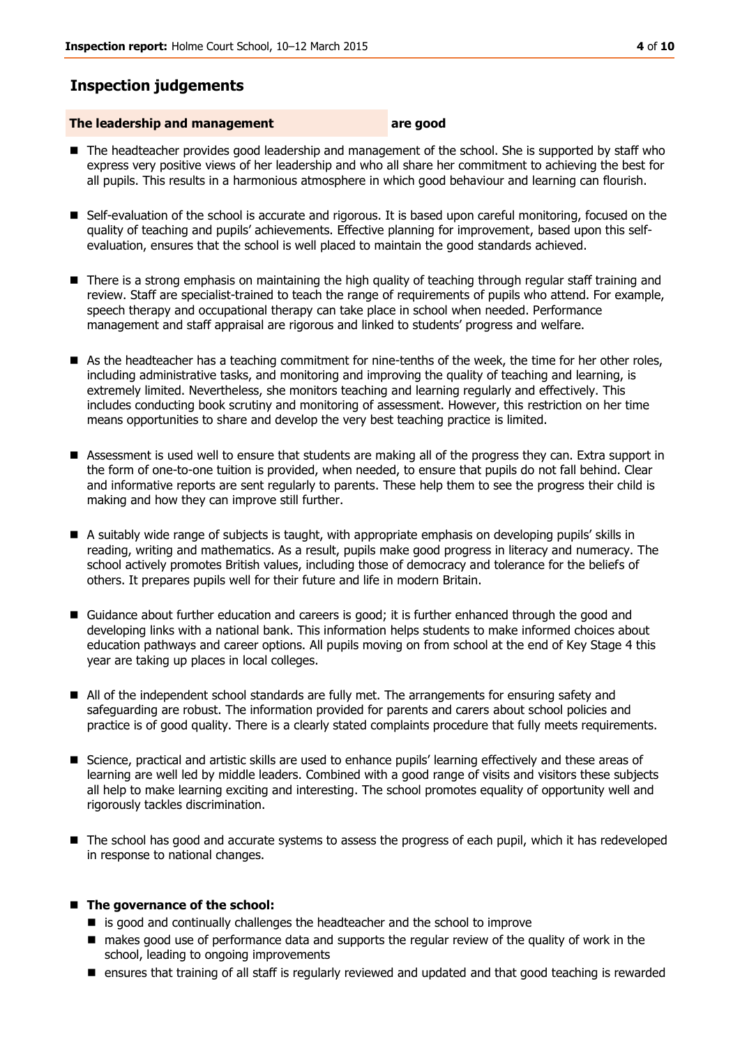## Inspection judgements

**The leadership and management** **are good**

- The headteacher provides good leadership and management of the school. She is supported by staff who express very positive views of her leadership and who all share her commitment to achieving the best for all pupils. This results in a harmonious atmosphere in which good behaviour and learning can flourish.
- Self-evaluation of the school is accurate and rigorous. It is based upon careful monitoring, focused on the quality of teaching and pupils' achievements. Effective planning for improvement, based upon this self-evaluation, ensures that the school is well placed to maintain the good standards achieved.
- There is a strong emphasis on maintaining the high quality of teaching through regular staff training and review. Staff are specialist-trained to teach the range of requirements of pupils who attend. For example, speech therapy and occupational therapy can take place in school when needed. Performance management and staff appraisal are rigorous and linked to students' progress and welfare.
- As the headteacher has a teaching commitment for nine-tenths of the week, the time for her other roles, including administrative tasks, and monitoring and improving the quality of teaching and learning, is extremely limited. Nevertheless, she monitors teaching and learning regularly and effectively. This includes conducting book scrutiny and monitoring of assessment. However, this restriction on her time means opportunities to share and develop the very best teaching practice is limited.
- Assessment is used well to ensure that students are making all of the progress they can. Extra support in the form of one-to-one tuition is provided, when needed, to ensure that pupils do not fall behind. Clear and informative reports are sent regularly to parents. These help them to see the progress their child is making and how they can improve still further.
- A suitably wide range of subjects is taught, with appropriate emphasis on developing pupils' skills in reading, writing and mathematics. As a result, pupils make good progress in literacy and numeracy. The school actively promotes British values, including those of democracy and tolerance for the beliefs of others. It prepares pupils well for their future and life in modern Britain.
- Guidance about further education and careers is good; it is further enhanced through the good and developing links with a national bank. This information helps students to make informed choices about education pathways and career options. All pupils moving on from school at the end of Key Stage 4 this year are taking up places in local colleges.
- All of the independent school standards are fully met. The arrangements for ensuring safety and safeguarding are robust. The information provided for parents and carers about school policies and practice is of good quality. There is a clearly stated complaints procedure that fully meets requirements.
- Science, practical and artistic skills are used to enhance pupils' learning effectively and these areas of learning are well led by middle leaders. Combined with a good range of visits and visitors these subjects all help to make learning exciting and interesting. The school promotes equality of opportunity well and rigorously tackles discrimination.
- The school has good and accurate systems to assess the progress of each pupil, which it has redeveloped in response to national changes.

- **The governance of the school:**
  - is good and continually challenges the headteacher and the school to improve
  - makes good use of performance data and supports the regular review of the quality of work in the school, leading to ongoing improvements
  - ensures that training of all staff is regularly reviewed and updated and that good teaching is rewarded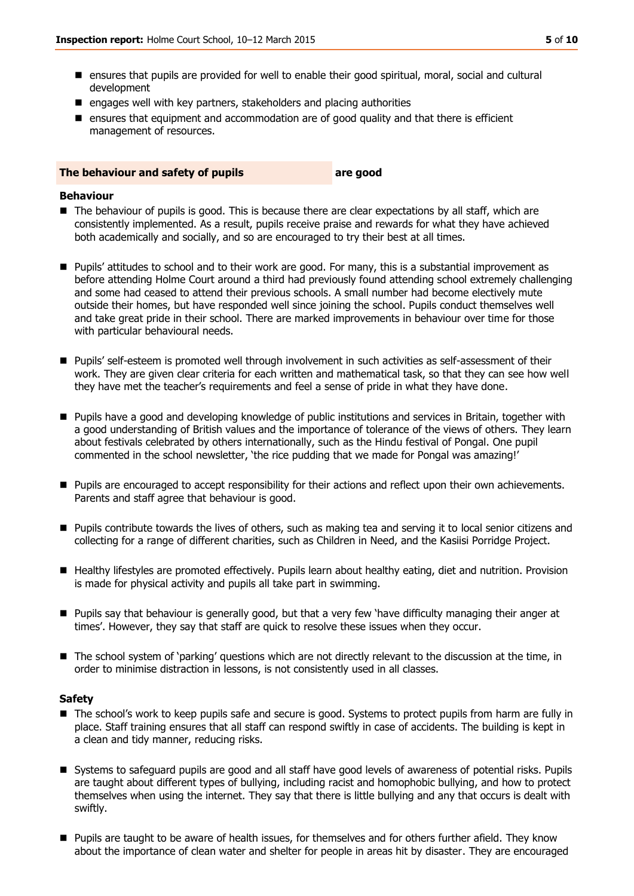- ensures that pupils are provided for well to enable their good spiritual, moral, social and cultural development
- engages well with key partners, stakeholders and placing authorities
- ensures that equipment and accommodation are of good quality and that there is efficient management of resources.

| **The behaviour and safety of pupils** | **are good** |
|---|---|

### Behaviour

- The behaviour of pupils is good. This is because there are clear expectations by all staff, which are consistently implemented. As a result, pupils receive praise and rewards for what they have achieved both academically and socially, and so are encouraged to try their best at all times.

- Pupils' attitudes to school and to their work are good. For many, this is a substantial improvement as before attending Holme Court around a third had previously found attending school extremely challenging and some had ceased to attend their previous schools. A small number had become electively mute outside their homes, but have responded well since joining the school. Pupils conduct themselves well and take great pride in their school. There are marked improvements in behaviour over time for those with particular behavioural needs.

- Pupils' self-esteem is promoted well through involvement in such activities as self-assessment of their work. They are given clear criteria for each written and mathematical task, so that they can see how well they have met the teacher's requirements and feel a sense of pride in what they have done.

- Pupils have a good and developing knowledge of public institutions and services in Britain, together with a good understanding of British values and the importance of tolerance of the views of others. They learn about festivals celebrated by others internationally, such as the Hindu festival of Pongal. One pupil commented in the school newsletter, 'the rice pudding that we made for Pongal was amazing!'

- Pupils are encouraged to accept responsibility for their actions and reflect upon their own achievements. Parents and staff agree that behaviour is good.

- Pupils contribute towards the lives of others, such as making tea and serving it to local senior citizens and collecting for a range of different charities, such as Children in Need, and the Kasiisi Porridge Project.

- Healthy lifestyles are promoted effectively. Pupils learn about healthy eating, diet and nutrition. Provision is made for physical activity and pupils all take part in swimming.

- Pupils say that behaviour is generally good, but that a very few 'have difficulty managing their anger at times'. However, they say that staff are quick to resolve these issues when they occur.

- The school system of 'parking' questions which are not directly relevant to the discussion at the time, in order to minimise distraction in lessons, is not consistently used in all classes.

### Safety

- The school's work to keep pupils safe and secure is good. Systems to protect pupils from harm are fully in place. Staff training ensures that all staff can respond swiftly in case of accidents. The building is kept in a clean and tidy manner, reducing risks.

- Systems to safeguard pupils are good and all staff have good levels of awareness of potential risks. Pupils are taught about different types of bullying, including racist and homophobic bullying, and how to protect themselves when using the internet. They say that there is little bullying and any that occurs is dealt with swiftly.

- Pupils are taught to be aware of health issues, for themselves and for others further afield. They know about the importance of clean water and shelter for people in areas hit by disaster. They are encouraged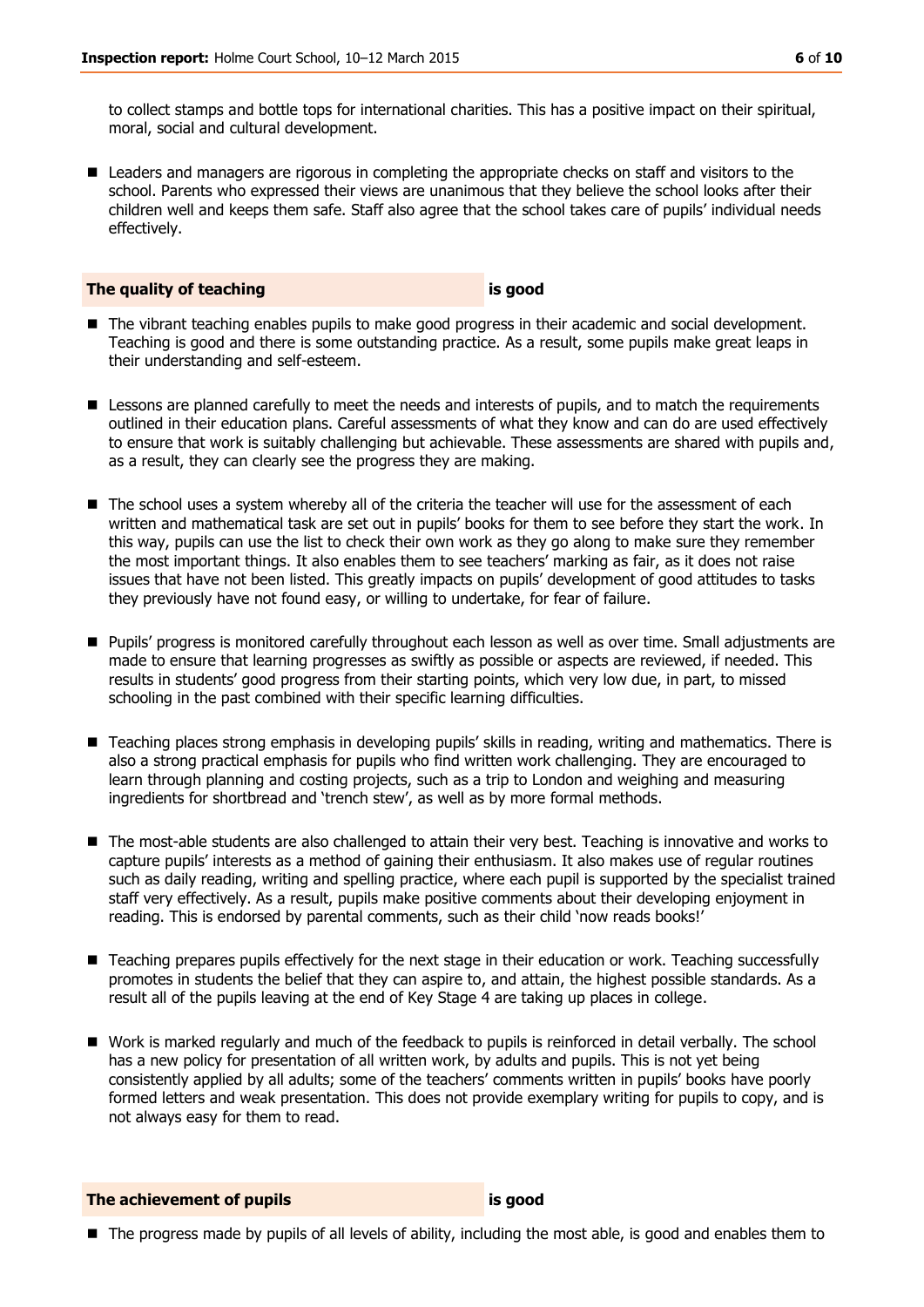to collect stamps and bottle tops for international charities. This has a positive impact on their spiritual, moral, social and cultural development.

- Leaders and managers are rigorous in completing the appropriate checks on staff and visitors to the school. Parents who expressed their views are unanimous that they believe the school looks after their children well and keeps them safe. Staff also agree that the school takes care of pupils' individual needs effectively.

**The quality of teaching** **is good**

- The vibrant teaching enables pupils to make good progress in their academic and social development. Teaching is good and there is some outstanding practice. As a result, some pupils make great leaps in their understanding and self-esteem.

- Lessons are planned carefully to meet the needs and interests of pupils, and to match the requirements outlined in their education plans. Careful assessments of what they know and can do are used effectively to ensure that work is suitably challenging but achievable. These assessments are shared with pupils and, as a result, they can clearly see the progress they are making.

- The school uses a system whereby all of the criteria the teacher will use for the assessment of each written and mathematical task are set out in pupils' books for them to see before they start the work. In this way, pupils can use the list to check their own work as they go along to make sure they remember the most important things. It also enables them to see teachers' marking as fair, as it does not raise issues that have not been listed. This greatly impacts on pupils' development of good attitudes to tasks they previously have not found easy, or willing to undertake, for fear of failure.

- Pupils' progress is monitored carefully throughout each lesson as well as over time. Small adjustments are made to ensure that learning progresses as swiftly as possible or aspects are reviewed, if needed. This results in students' good progress from their starting points, which very low due, in part, to missed schooling in the past combined with their specific learning difficulties.

- Teaching places strong emphasis in developing pupils' skills in reading, writing and mathematics. There is also a strong practical emphasis for pupils who find written work challenging. They are encouraged to learn through planning and costing projects, such as a trip to London and weighing and measuring ingredients for shortbread and 'trench stew', as well as by more formal methods.

- The most-able students are also challenged to attain their very best. Teaching is innovative and works to capture pupils' interests as a method of gaining their enthusiasm. It also makes use of regular routines such as daily reading, writing and spelling practice, where each pupil is supported by the specialist trained staff very effectively. As a result, pupils make positive comments about their developing enjoyment in reading. This is endorsed by parental comments, such as their child 'now reads books!'

- Teaching prepares pupils effectively for the next stage in their education or work. Teaching successfully promotes in students the belief that they can aspire to, and attain, the highest possible standards. As a result all of the pupils leaving at the end of Key Stage 4 are taking up places in college.

- Work is marked regularly and much of the feedback to pupils is reinforced in detail verbally. The school has a new policy for presentation of all written work, by adults and pupils. This is not yet being consistently applied by all adults; some of the teachers' comments written in pupils' books have poorly formed letters and weak presentation. This does not provide exemplary writing for pupils to copy, and is not always easy for them to read.

**The achievement of pupils** **is good**

- The progress made by pupils of all levels of ability, including the most able, is good and enables them to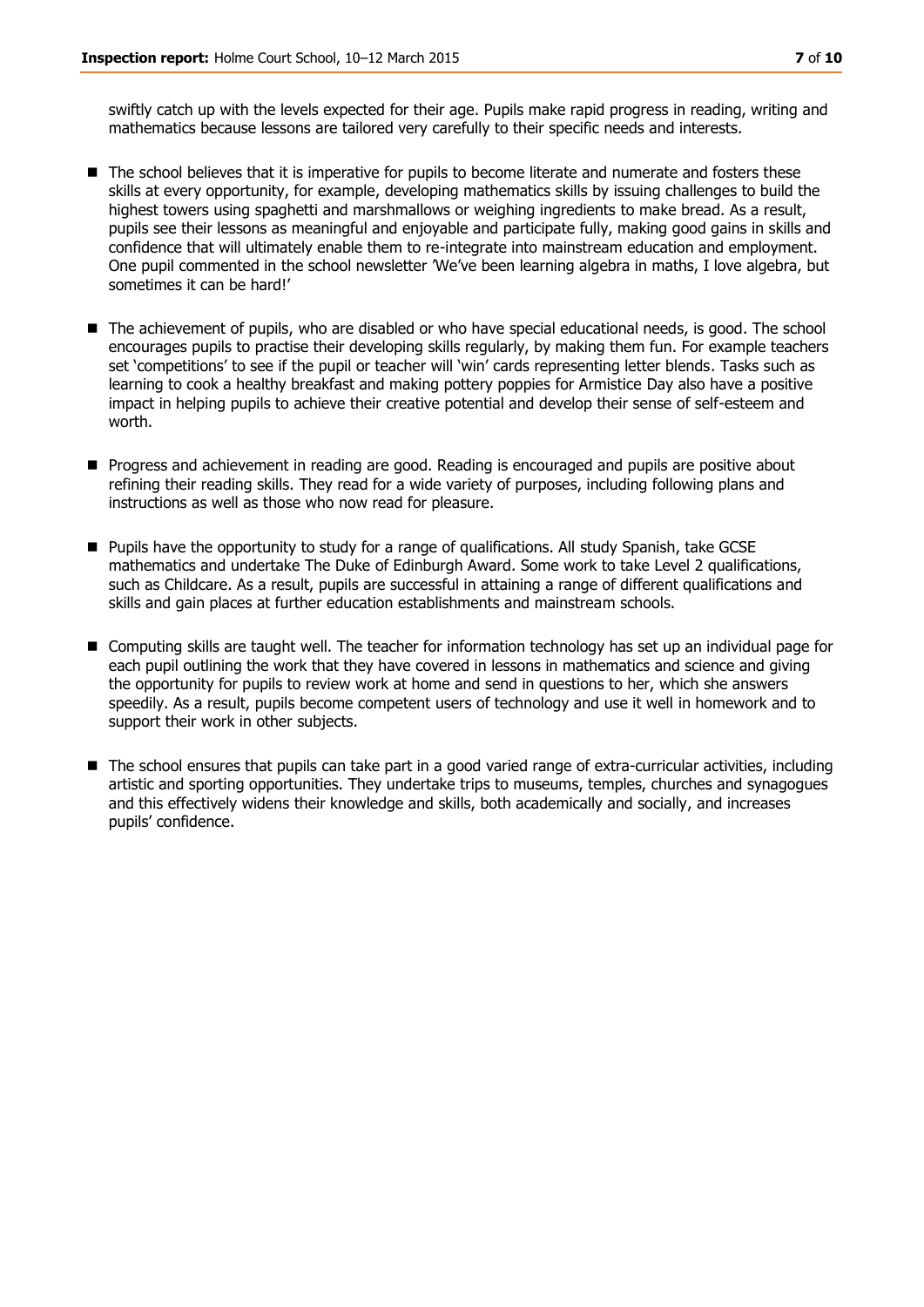swiftly catch up with the levels expected for their age. Pupils make rapid progress in reading, writing and mathematics because lessons are tailored very carefully to their specific needs and interests.

- The school believes that it is imperative for pupils to become literate and numerate and fosters these skills at every opportunity, for example, developing mathematics skills by issuing challenges to build the highest towers using spaghetti and marshmallows or weighing ingredients to make bread. As a result, pupils see their lessons as meaningful and enjoyable and participate fully, making good gains in skills and confidence that will ultimately enable them to re-integrate into mainstream education and employment. One pupil commented in the school newsletter 'We've been learning algebra in maths, I love algebra, but sometimes it can be hard!'

- The achievement of pupils, who are disabled or who have special educational needs, is good. The school encourages pupils to practise their developing skills regularly, by making them fun. For example teachers set 'competitions' to see if the pupil or teacher will 'win' cards representing letter blends. Tasks such as learning to cook a healthy breakfast and making pottery poppies for Armistice Day also have a positive impact in helping pupils to achieve their creative potential and develop their sense of self-esteem and worth.

- Progress and achievement in reading are good. Reading is encouraged and pupils are positive about refining their reading skills. They read for a wide variety of purposes, including following plans and instructions as well as those who now read for pleasure.

- Pupils have the opportunity to study for a range of qualifications. All study Spanish, take GCSE mathematics and undertake The Duke of Edinburgh Award. Some work to take Level 2 qualifications, such as Childcare. As a result, pupils are successful in attaining a range of different qualifications and skills and gain places at further education establishments and mainstream schools.

- Computing skills are taught well. The teacher for information technology has set up an individual page for each pupil outlining the work that they have covered in lessons in mathematics and science and giving the opportunity for pupils to review work at home and send in questions to her, which she answers speedily. As a result, pupils become competent users of technology and use it well in homework and to support their work in other subjects.

- The school ensures that pupils can take part in a good varied range of extra-curricular activities, including artistic and sporting opportunities. They undertake trips to museums, temples, churches and synagogues and this effectively widens their knowledge and skills, both academically and socially, and increases pupils' confidence.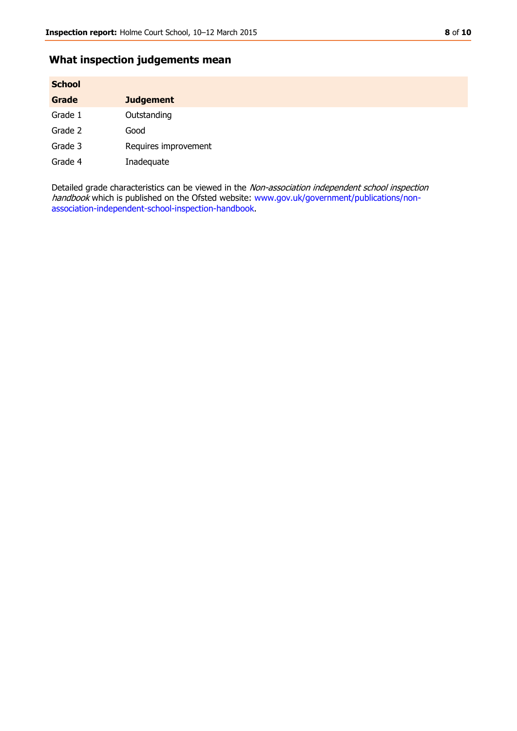## What inspection judgements mean

| School | |
|---|---|
| **Grade** | **Judgement** |
| Grade 1 | Outstanding |
| Grade 2 | Good |
| Grade 3 | Requires improvement |
| Grade 4 | Inadequate |

Detailed grade characteristics can be viewed in the *Non-association independent school inspection handbook* which is published on the Ofsted website: www.gov.uk/government/publications/non-association-independent-school-inspection-handbook.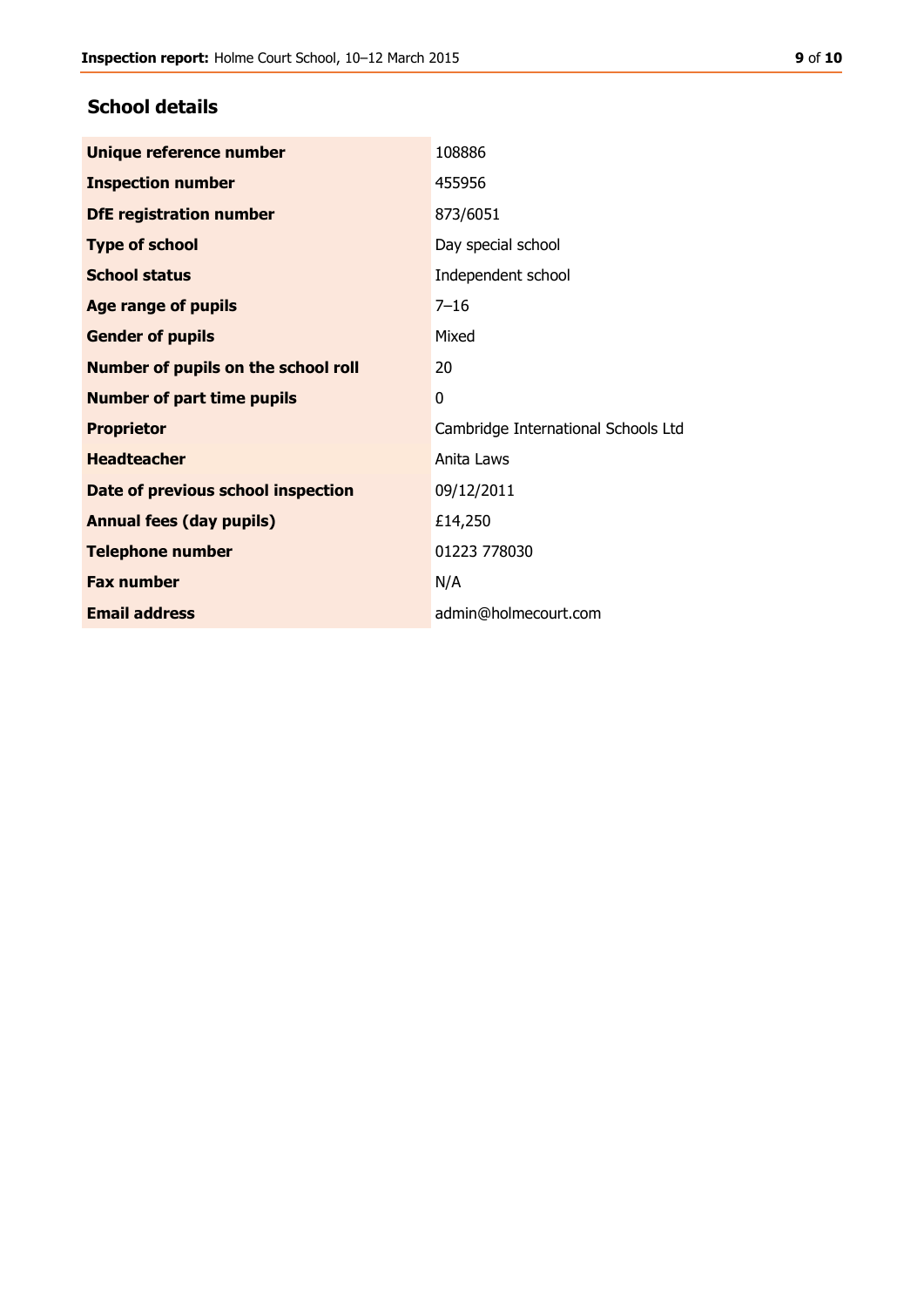## School details

| | |
|---|---|
| **Unique reference number** | 108886 |
| **Inspection number** | 455956 |
| **DfE registration number** | 873/6051 |
| **Type of school** | Day special school |
| **School status** | Independent school |
| **Age range of pupils** | 7–16 |
| **Gender of pupils** | Mixed |
| **Number of pupils on the school roll** | 20 |
| **Number of part time pupils** | 0 |
| **Proprietor** | Cambridge International Schools Ltd |
| **Headteacher** | Anita Laws |
| **Date of previous school inspection** | 09/12/2011 |
| **Annual fees (day pupils)** | £14,250 |
| **Telephone number** | 01223 778030 |
| **Fax number** | N/A |
| **Email address** | admin@holmecourt.com |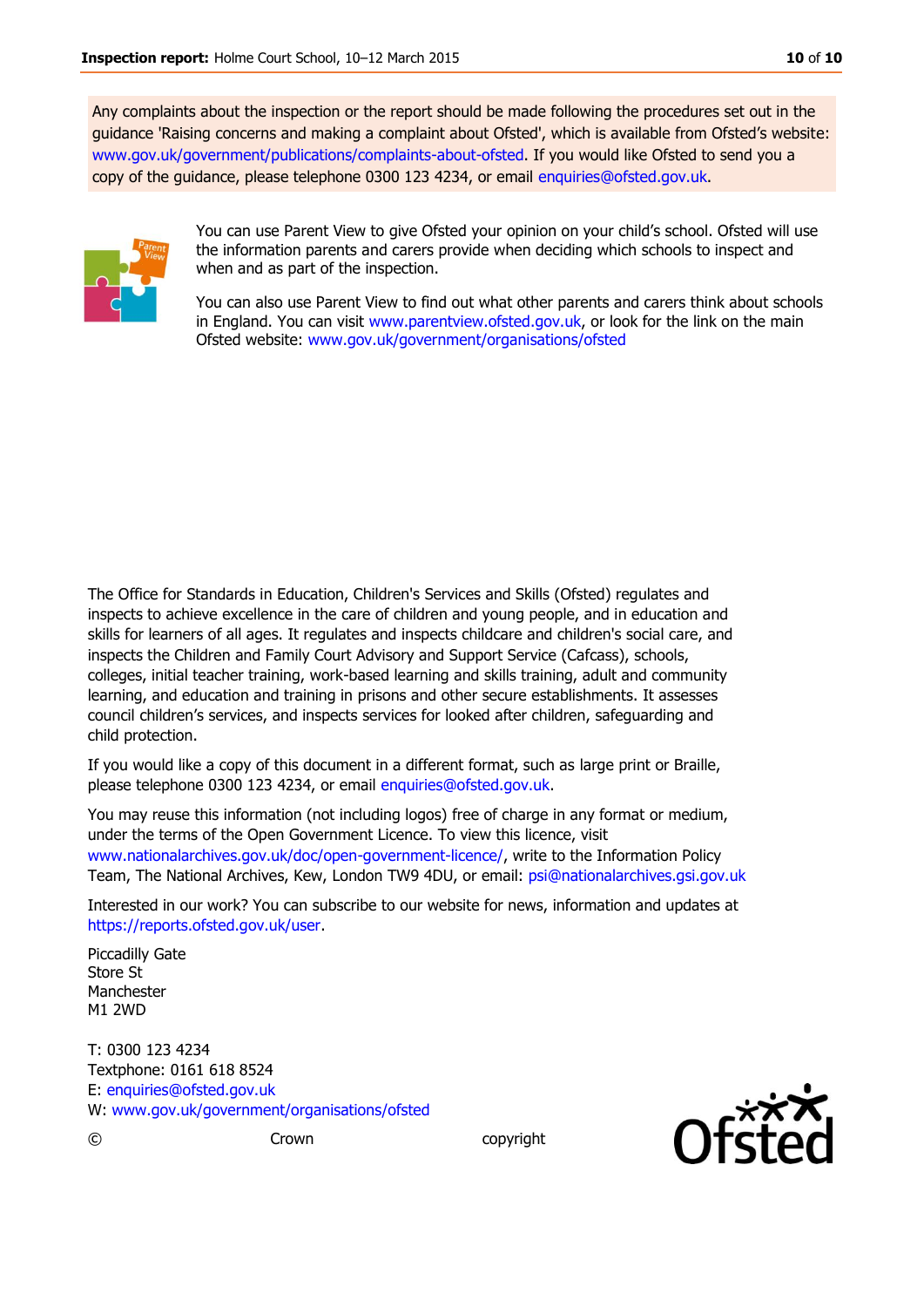Any complaints about the inspection or the report should be made following the procedures set out in the guidance 'Raising concerns and making a complaint about Ofsted', which is available from Ofsted's website: www.gov.uk/government/publications/complaints-about-ofsted. If you would like Ofsted to send you a copy of the guidance, please telephone 0300 123 4234, or email enquiries@ofsted.gov.uk.

You can use Parent View to give Ofsted your opinion on your child's school. Ofsted will use the information parents and carers provide when deciding which schools to inspect and when and as part of the inspection.

You can also use Parent View to find out what other parents and carers think about schools in England. You can visit www.parentview.ofsted.gov.uk, or look for the link on the main Ofsted website: www.gov.uk/government/organisations/ofsted

The Office for Standards in Education, Children's Services and Skills (Ofsted) regulates and inspects to achieve excellence in the care of children and young people, and in education and skills for learners of all ages. It regulates and inspects childcare and children's social care, and inspects the Children and Family Court Advisory and Support Service (Cafcass), schools, colleges, initial teacher training, work-based learning and skills training, adult and community learning, and education and training in prisons and other secure establishments. It assesses council children's services, and inspects services for looked after children, safeguarding and child protection.

If you would like a copy of this document in a different format, such as large print or Braille, please telephone 0300 123 4234, or email enquiries@ofsted.gov.uk.

You may reuse this information (not including logos) free of charge in any format or medium, under the terms of the Open Government Licence. To view this licence, visit www.nationalarchives.gov.uk/doc/open-government-licence/, write to the Information Policy Team, The National Archives, Kew, London TW9 4DU, or email: psi@nationalarchives.gsi.gov.uk

Interested in our work? You can subscribe to our website for news, information and updates at https://reports.ofsted.gov.uk/user.

Piccadilly Gate
Store St
Manchester
M1 2WD

T: 0300 123 4234
Textphone: 0161 618 8524
E: enquiries@ofsted.gov.uk
W: www.gov.uk/government/organisations/ofsted

© Crown copyright